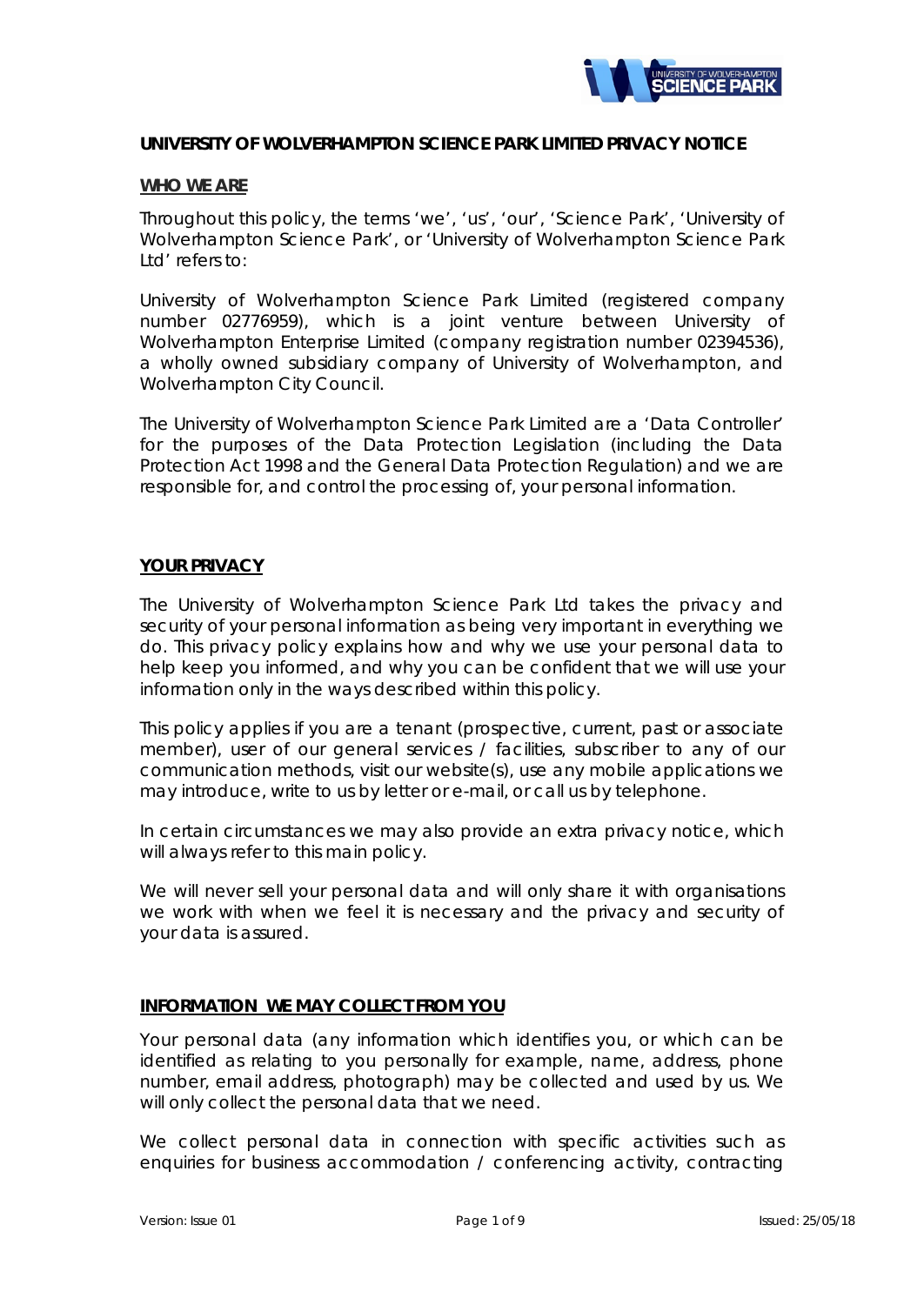# UNIVERSITY OF WOLVERHAMPTON SCIENCE PARK LIMITED PRIVACY NOTICE

## WHO WE ARE

Throughout this policy, the terms 'we', 'us', 'our', 'Science Park', 'University of Wolverhampton Science Park', or 'University of Wolverhampton Science Park Ltd' refers to:

University of Wolverhampton Science Park Limited (registered company number 02776959), which is a joint venture between University of Wolverhampton Enterprise Limited (company registration number 02394536), a wholly owned subsidiary company of University of Wolverhampton, and Wolverhampton City Council.

The University of Wolverhampton Science Park Limited are a 'Data Controller' for the purposes of the Data Protection Legislation (including the Data Protection Act 1998 and the General Data Protection Regulation) and we are responsible for, and control the processing of, your personal information.

## YOUR PRIVACY

The University of Wolverhampton Science Park Ltd takes the privacy and security of your personal information as being very important in everything we do. This privacy policy explains how and why we use your personal data to help keep you informed, and why you can be confident that we will use your information only in the ways described within this policy.

This policy applies if you are a tenant (prospective, current, past or associate member), user of our general services / facilities, subscriber to any of our communication methods, visit our website(s), use any mobile applications we may introduce, write to us by letter or e-mail, or call us by telephone.

In certain circumstances we may also provide an extra privacy notice, which will always refer to this main policy.

We will never sell your personal data and will only share it with organisations we work with when we feel it is necessary and the privacy and security of your data is assured.

## INFORMATION WE MAY COLLECT FROM YOU

Your personal data (any information which identifies you, or which can be identified as relating to you personally for example, name, address, phone number, email address, photograph) may be collected and used by us. We will only collect the personal data that we need.

We collect personal data in connection with specific activities such as enquiries for business accommodation / conferencing activity, contracting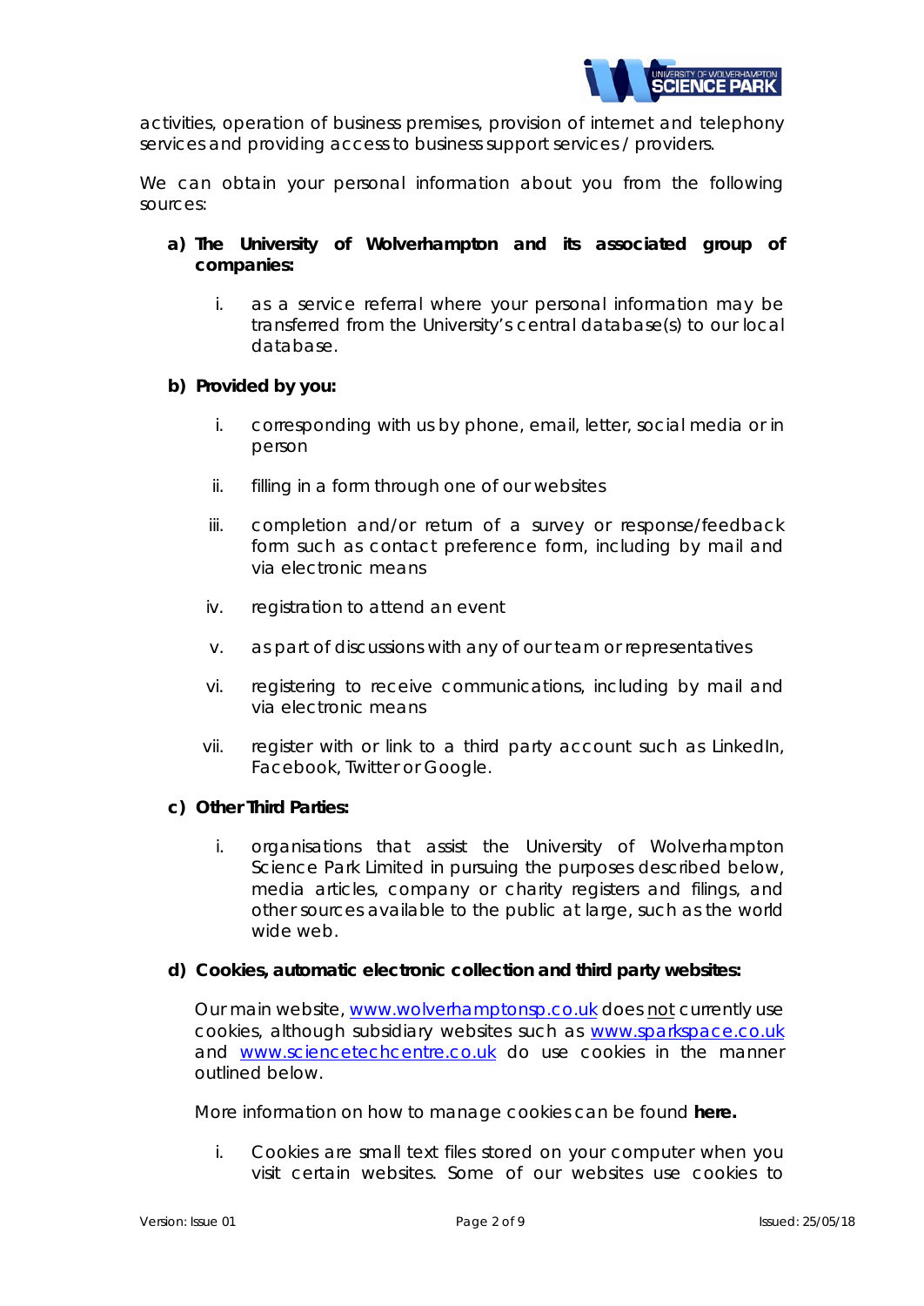activities, operation of business premises, provision of internet and telephony services and providing access to business support services / providers.

We can obtain your personal information about you from the following sources:

a) **The University of Wolverhampton and its associated group of companies:**

   i. as a service referral where your personal information may be transferred from the University's central database(s) to our local database.

b) **Provided by you:**

   i. corresponding with us by phone, email, letter, social media or in person

   ii. filling in a form through one of our websites

   iii. completion and/or return of a survey or response/feedback form such as contact preference form, including by mail and via electronic means

   iv. registration to attend an event

   v. as part of discussions with any of our team or representatives

   vi. registering to receive communications, including by mail and via electronic means

   vii. register with or link to a third party account such as LinkedIn, Facebook, Twitter or Google.

c) **Other Third Parties:**

   i. organisations that assist the University of Wolverhampton Science Park Limited in pursuing the purposes described below, media articles, company or charity registers and filings, and other sources available to the public at large, such as the world wide web.

d) **Cookies, automatic electronic collection and third party websites:**

   Our main website, [www.wolverhamptonsp.co.uk](www.wolverhamptonsp.co.uk) does not currently use cookies, although subsidiary websites such as [www.sparkspace.co.uk](www.sparkspace.co.uk) and [www.sciencetechcentre.co.uk](www.sciencetechcentre.co.uk) do use cookies in the manner outlined below.

   More information on how to manage cookies can be found **here.**

   i. Cookies are small text files stored on your computer when you visit certain websites. Some of our websites use cookies to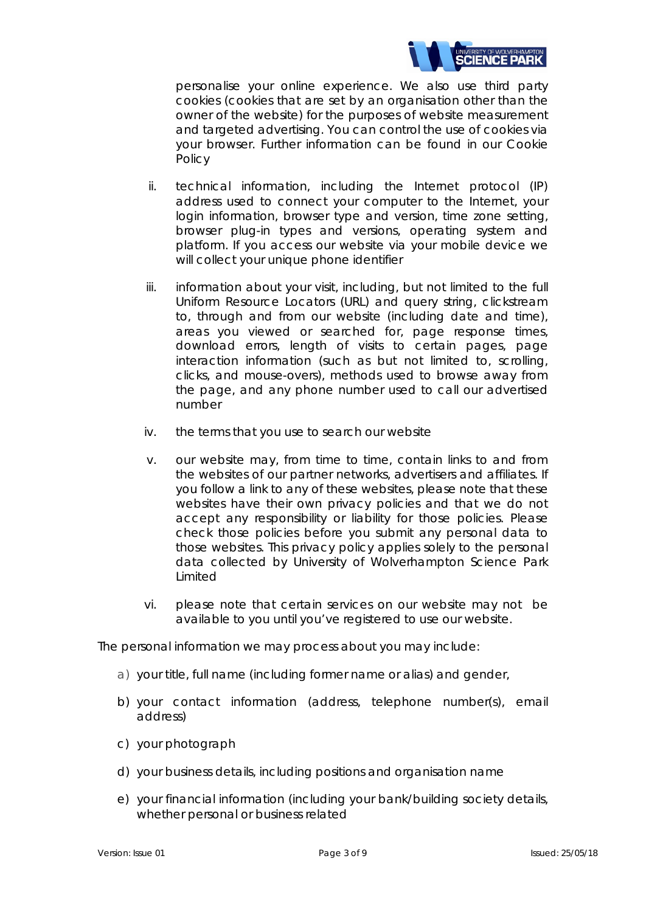personalise your online experience. We also use third party cookies (cookies that are set by an organisation other than the owner of the website) for the purposes of website measurement and targeted advertising. You can control the use of cookies via your browser. Further information can be found in our Cookie Policy

ii. technical information, including the Internet protocol (IP) address used to connect your computer to the Internet, your login information, browser type and version, time zone setting, browser plug-in types and versions, operating system and platform. If you access our website via your mobile device we will collect your unique phone identifier

iii. information about your visit, including, but not limited to the full Uniform Resource Locators (URL) and query string, clickstream to, through and from our website (including date and time), areas you viewed or searched for, page response times, download errors, length of visits to certain pages, page interaction information (such as but not limited to, scrolling, clicks, and mouse-overs), methods used to browse away from the page, and any phone number used to call our advertised number

iv. the terms that you use to search our website

v. our website may, from time to time, contain links to and from the websites of our partner networks, advertisers and affiliates. If you follow a link to any of these websites, please note that these websites have their own privacy policies and that we do not accept any responsibility or liability for those policies. Please check those policies before you submit any personal data to those websites. This privacy policy applies solely to the personal data collected by University of Wolverhampton Science Park Limited

vi. please note that certain services on our website may not be available to you until you've registered to use our website.

The personal information we may process about you may include:

a) your title, full name (including former name or alias) and gender,

b) your contact information (address, telephone number(s), email address)

c) your photograph

d) your business details, including positions and organisation name

e) your financial information (including your bank/building society details, whether personal or business related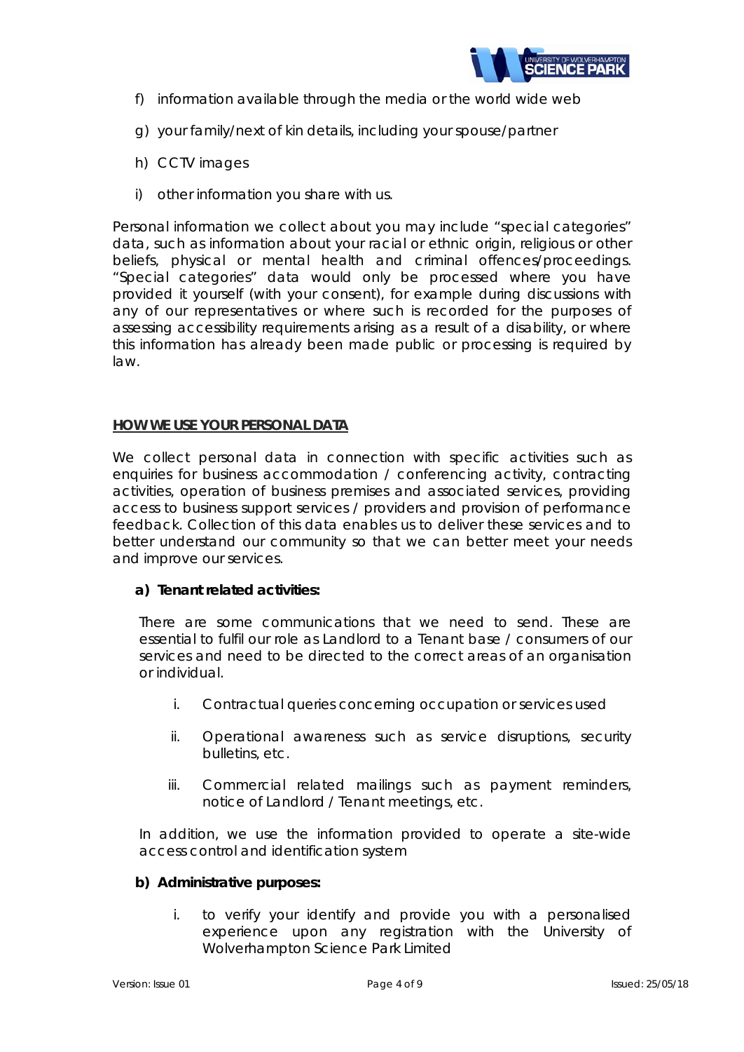f) information available through the media or the world wide web

g) your family/next of kin details, including your spouse/partner

h) CCTV images

i) other information you share with us.

Personal information we collect about you may include "special categories" data, such as information about your racial or ethnic origin, religious or other beliefs, physical or mental health and criminal offences/proceedings. "Special categories" data would only be processed where you have provided it yourself (with your consent), for example during discussions with any of our representatives or where such is recorded for the purposes of assessing accessibility requirements arising as a result of a disability, or where this information has already been made public or processing is required by law.

## HOW WE USE YOUR PERSONAL DATA

We collect personal data in connection with specific activities such as enquiries for business accommodation / conferencing activity, contracting activities, operation of business premises and associated services, providing access to business support services / providers and provision of performance feedback. Collection of this data enables us to deliver these services and to better understand our community so that we can better meet your needs and improve our services.

**a) Tenant related activities:**

There are some communications that we need to send. These are essential to fulfil our role as Landlord to a Tenant base / consumers of our services and need to be directed to the correct areas of an organisation or individual.

i. Contractual queries concerning occupation or services used

ii. Operational awareness such as service disruptions, security bulletins, etc.

iii. Commercial related mailings such as payment reminders, notice of Landlord / Tenant meetings, etc.

In addition, we use the information provided to operate a site-wide access control and identification system

**b) Administrative purposes:**

i. to verify your identify and provide you with a personalised experience upon any registration with the University of Wolverhampton Science Park Limited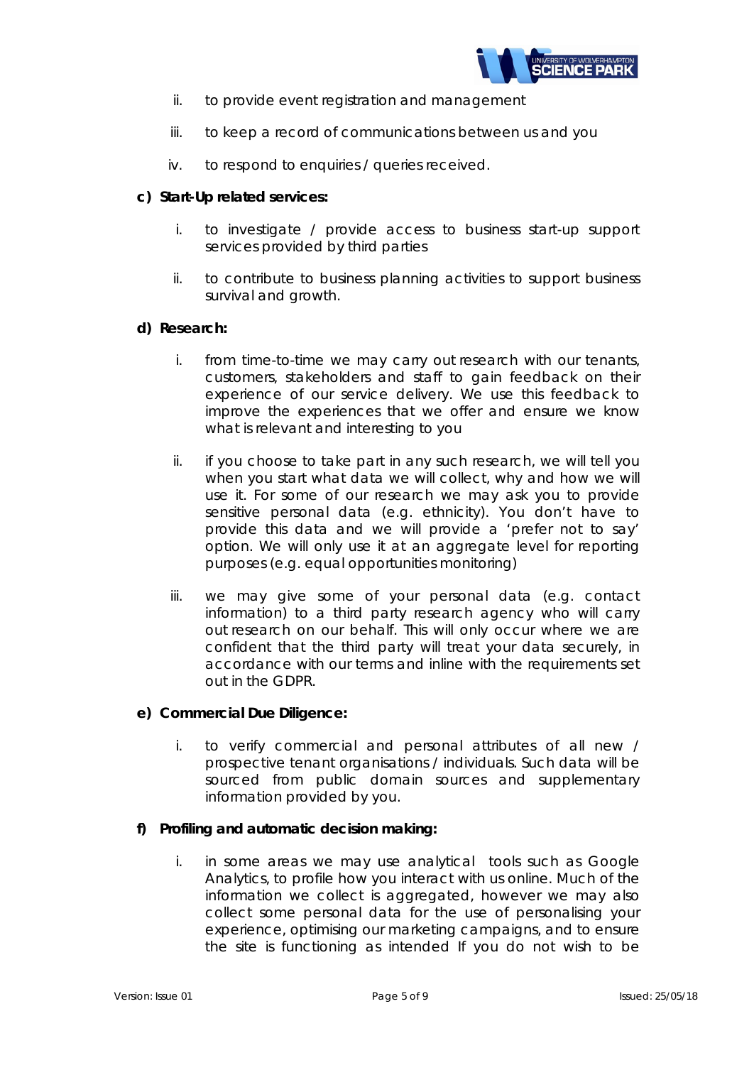ii. to provide event registration and management

iii. to keep a record of communications between us and you

iv. to respond to enquiries / queries received.

**c) Start-Up related services:**

i. to investigate / provide access to business start-up support services provided by third parties

ii. to contribute to business planning activities to support business survival and growth.

**d) Research:**

i. from time-to-time we may carry out research with our tenants, customers, stakeholders and staff to gain feedback on their experience of our service delivery. We use this feedback to improve the experiences that we offer and ensure we know what is relevant and interesting to you

ii. if you choose to take part in any such research, we will tell you when you start what data we will collect, why and how we will use it. For some of our research we may ask you to provide sensitive personal data (e.g. ethnicity). You don't have to provide this data and we will provide a 'prefer not to say' option. We will only use it at an aggregate level for reporting purposes (e.g. equal opportunities monitoring)

iii. we may give some of your personal data (e.g. contact information) to a third party research agency who will carry out research on our behalf. This will only occur where we are confident that the third party will treat your data securely, in accordance with our terms and inline with the requirements set out in the GDPR.

**e) Commercial Due Diligence:**

i. to verify commercial and personal attributes of all new / prospective tenant organisations / individuals. Such data will be sourced from public domain sources and supplementary information provided by you.

**f) Profiling and automatic decision making:**

i. in some areas we may use analytical tools such as Google Analytics, to profile how you interact with us online. Much of the information we collect is aggregated, however we may also collect some personal data for the use of personalising your experience, optimising our marketing campaigns, and to ensure the site is functioning as intended If you do not wish to be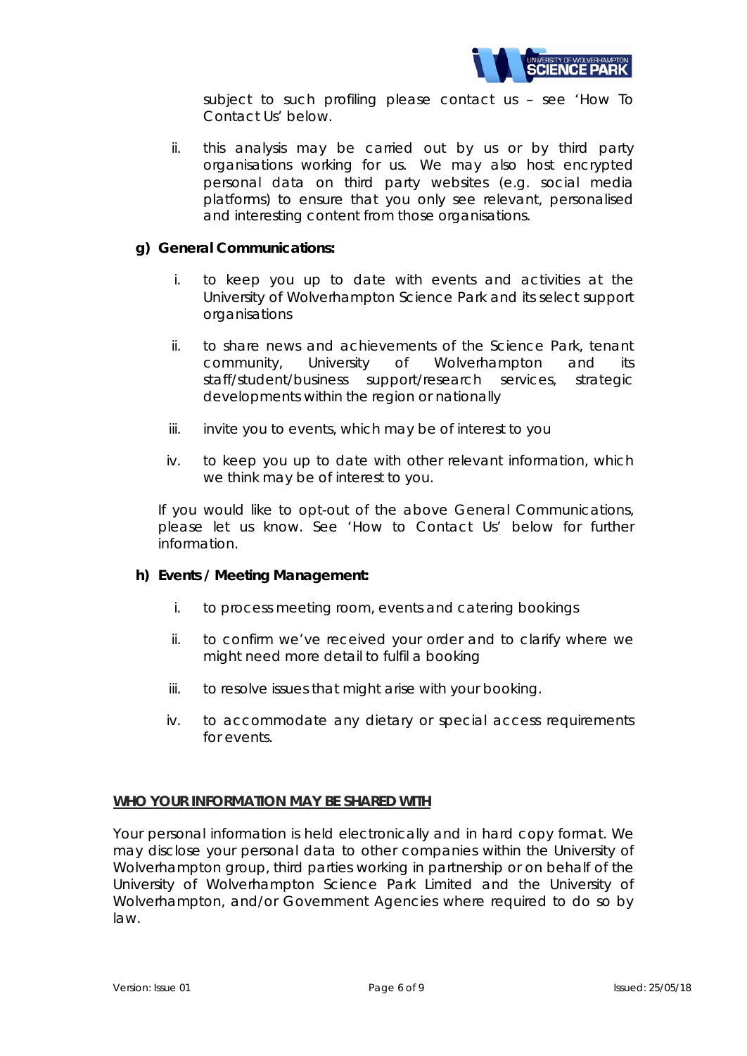subject to such profiling please contact us – see 'How To Contact Us' below.

ii. this analysis may be carried out by us or by third party organisations working for us. We may also host encrypted personal data on third party websites (e.g. social media platforms) to ensure that you only see relevant, personalised and interesting content from those organisations.

**g) General Communications:**

i. to keep you up to date with events and activities at the University of Wolverhampton Science Park and its select support organisations

ii. to share news and achievements of the Science Park, tenant community, University of Wolverhampton and its staff/student/business support/research services, strategic developments within the region or nationally

iii. invite you to events, which may be of interest to you

iv. to keep you up to date with other relevant information, which we think may be of interest to you.

If you would like to opt-out of the above General Communications, please let us know. See 'How to Contact Us' below for further information.

**h) Events / Meeting Management:**

i. to process meeting room, events and catering bookings

ii. to confirm we've received your order and to clarify where we might need more detail to fulfil a booking

iii. to resolve issues that might arise with your booking.

iv. to accommodate any dietary or special access requirements for events.

## WHO YOUR INFORMATION MAY BE SHARED WITH

Your personal information is held electronically and in hard copy format. We may disclose your personal data to other companies within the University of Wolverhampton group, third parties working in partnership or on behalf of the University of Wolverhampton Science Park Limited and the University of Wolverhampton, and/or Government Agencies where required to do so by law.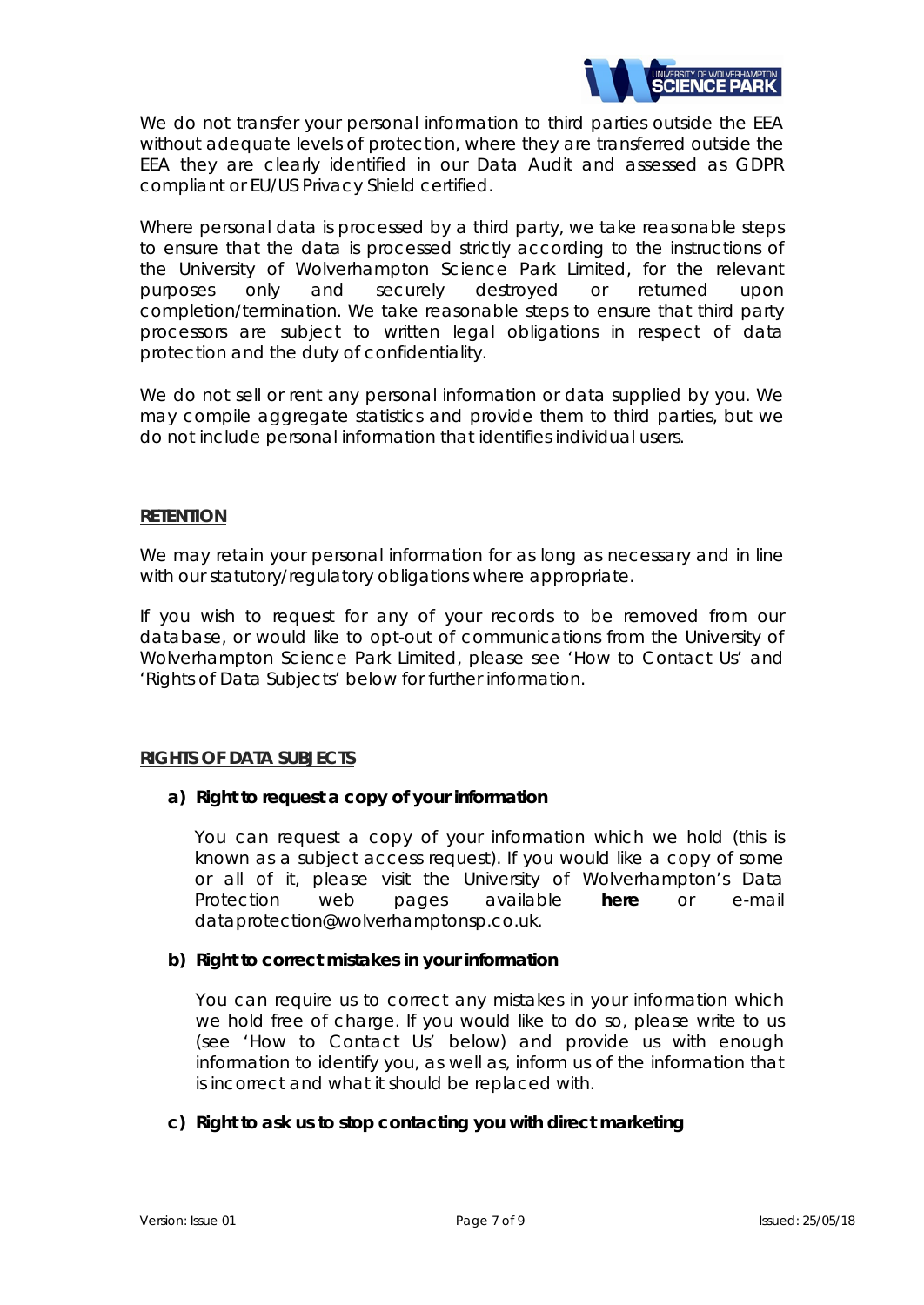We do not transfer your personal information to third parties outside the EEA without adequate levels of protection, where they are transferred outside the EEA they are clearly identified in our Data Audit and assessed as GDPR compliant or EU/US Privacy Shield certified.

Where personal data is processed by a third party, we take reasonable steps to ensure that the data is processed strictly according to the instructions of the University of Wolverhampton Science Park Limited, for the relevant purposes only and securely destroyed or returned upon completion/termination. We take reasonable steps to ensure that third party processors are subject to written legal obligations in respect of data protection and the duty of confidentiality.

We do not sell or rent any personal information or data supplied by you. We may compile aggregate statistics and provide them to third parties, but we do not include personal information that identifies individual users.

## RETENTION

We may retain your personal information for as long as necessary and in line with our statutory/regulatory obligations where appropriate.

If you wish to request for any of your records to be removed from our database, or would like to opt-out of communications from the University of Wolverhampton Science Park Limited, please see 'How to Contact Us' and 'Rights of Data Subjects' below for further information.

## RIGHTS OF DATA SUBJECTS

**a) Right to request a copy of your information**

You can request a copy of your information which we hold (this is known as a subject access request). If you would like a copy of some or all of it, please visit the University of Wolverhampton's Data Protection web pages available **here** or e-mail dataprotection@wolverhamptonsp.co.uk.

**b) Right to correct mistakes in your information**

You can require us to correct any mistakes in your information which we hold free of charge. If you would like to do so, please write to us (see 'How to Contact Us' below) and provide us with enough information to identify you, as well as, inform us of the information that is incorrect and what it should be replaced with.

**c) Right to ask us to stop contacting you with direct marketing**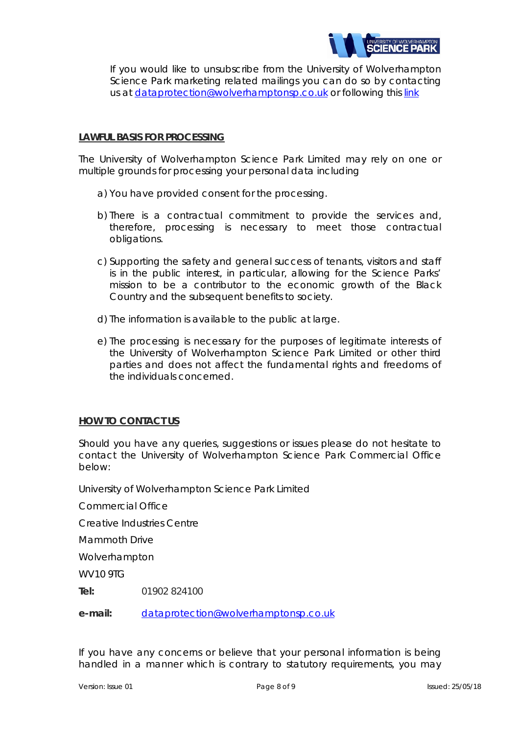If you would like to unsubscribe from the University of Wolverhampton Science Park marketing related mailings you can do so by contacting us at dataprotection@wolverhamptonsp.co.uk or following this link

## LAWFUL BASIS FOR PROCESSING

The University of Wolverhampton Science Park Limited may rely on one or multiple grounds for processing your personal data including

a) You have provided consent for the processing.

b) There is a contractual commitment to provide the services and, therefore, processing is necessary to meet those contractual obligations.

c) Supporting the safety and general success of tenants, visitors and staff is in the public interest, in particular, allowing for the Science Parks' mission to be a contributor to the economic growth of the Black Country and the subsequent benefits to society.

d) The information is available to the public at large.

e) The processing is necessary for the purposes of legitimate interests of the University of Wolverhampton Science Park Limited or other third parties and does not affect the fundamental rights and freedoms of the individuals concerned.

## HOW TO CONTACT US

Should you have any queries, suggestions or issues please do not hesitate to contact the University of Wolverhampton Science Park Commercial Office below:

University of Wolverhampton Science Park Limited

Commercial Office

Creative Industries Centre

Mammoth Drive

Wolverhampton

WV10 9TG

**Tel:** 01902 824100

**e-mail:** dataprotection@wolverhamptonsp.co.uk

If you have any concerns or believe that your personal information is being handled in a manner which is contrary to statutory requirements, you may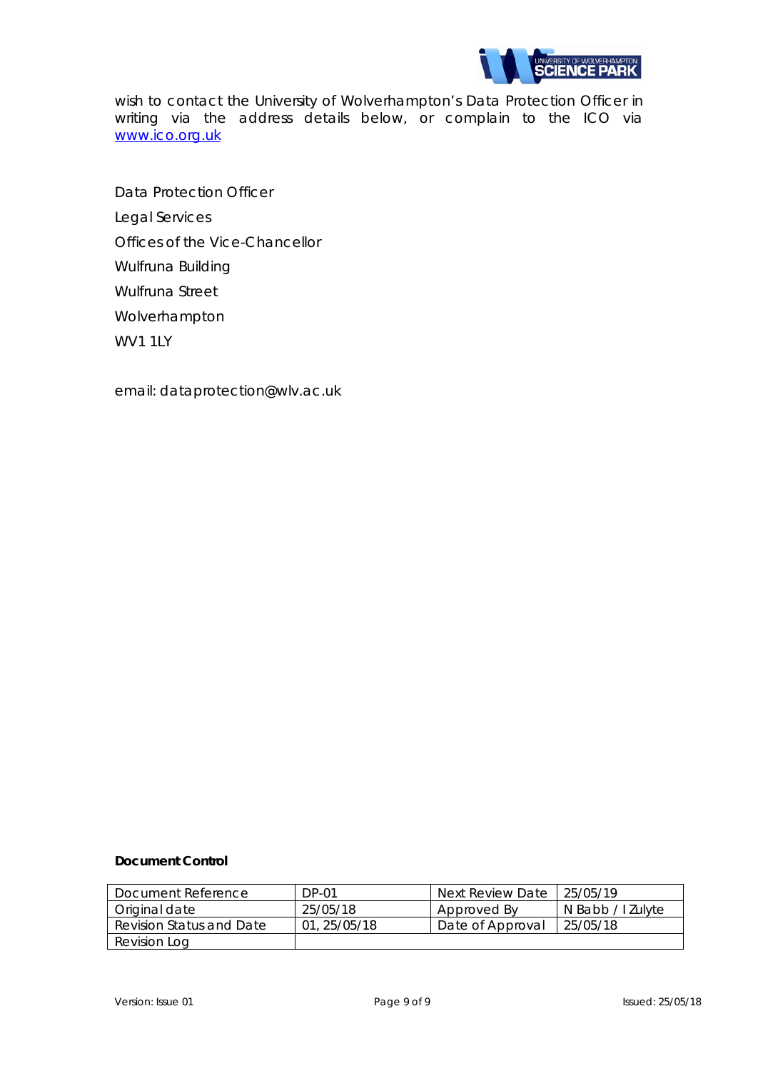wish to contact the University of Wolverhampton's Data Protection Officer in writing via the address details below, or complain to the ICO via [www.ico.org.uk](http://www.ico.org.uk)

Data Protection Officer

Legal Services

Offices of the Vice-Chancellor

Wulfruna Building

Wulfruna Street

Wolverhampton

WV1 1LY

email: dataprotection@wlv.ac.uk

**Document Control**

| | | | |
|---|---|---|---|
| Document Reference | DP-01 | Next Review Date | 25/05/19 |
| Original date | 25/05/18 | Approved By | N Babb / I Zulyte |
| Revision Status and Date | 01, 25/05/18 | Date of Approval | 25/05/18 |
| Revision Log | | | |